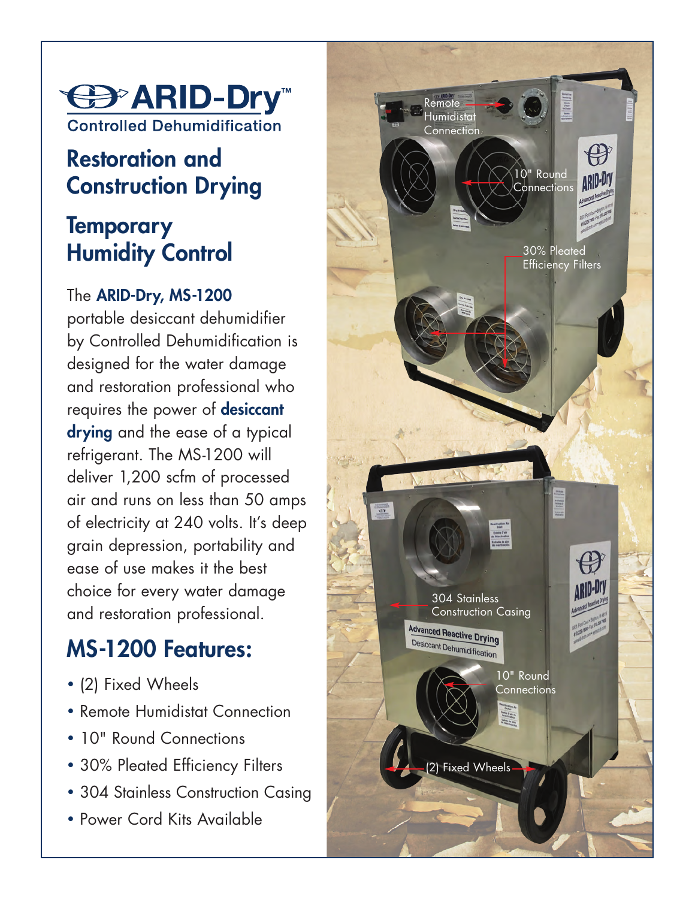# ARID-Dry™

Controlled Dehumidification

## Restoration and Construction Drying

## Temporary Humidity Control

The **ARID-Dry, MS-1200** portable desiccant dehumidifier by Controlled Dehumidification is designed for the water damage and restoration professional who requires the power of **desiccant drying** and the ease of a typical refrigerant. The MS-1200 will deliver 1,200 scfm of processed air and runs on less than 50 amps of electricity at 240 volts. It's deep grain depression, portability and ease of use makes it the best choice for every water damage and restoration professional.

## MS-1200 Features:

- (2) Fixed Wheels
- Remote Humidistat Connection
- 10" Round Connections
- 30% Pleated Efficiency Filters
- 304 Stainless Construction Casing
- Power Cord Kits Available

Remote Humidistat Connection

10" Round Connections

30% Pleated Efficiency Filters

304 Stainless Construction Casing

10" Round Connections

(2) Fixed Wheels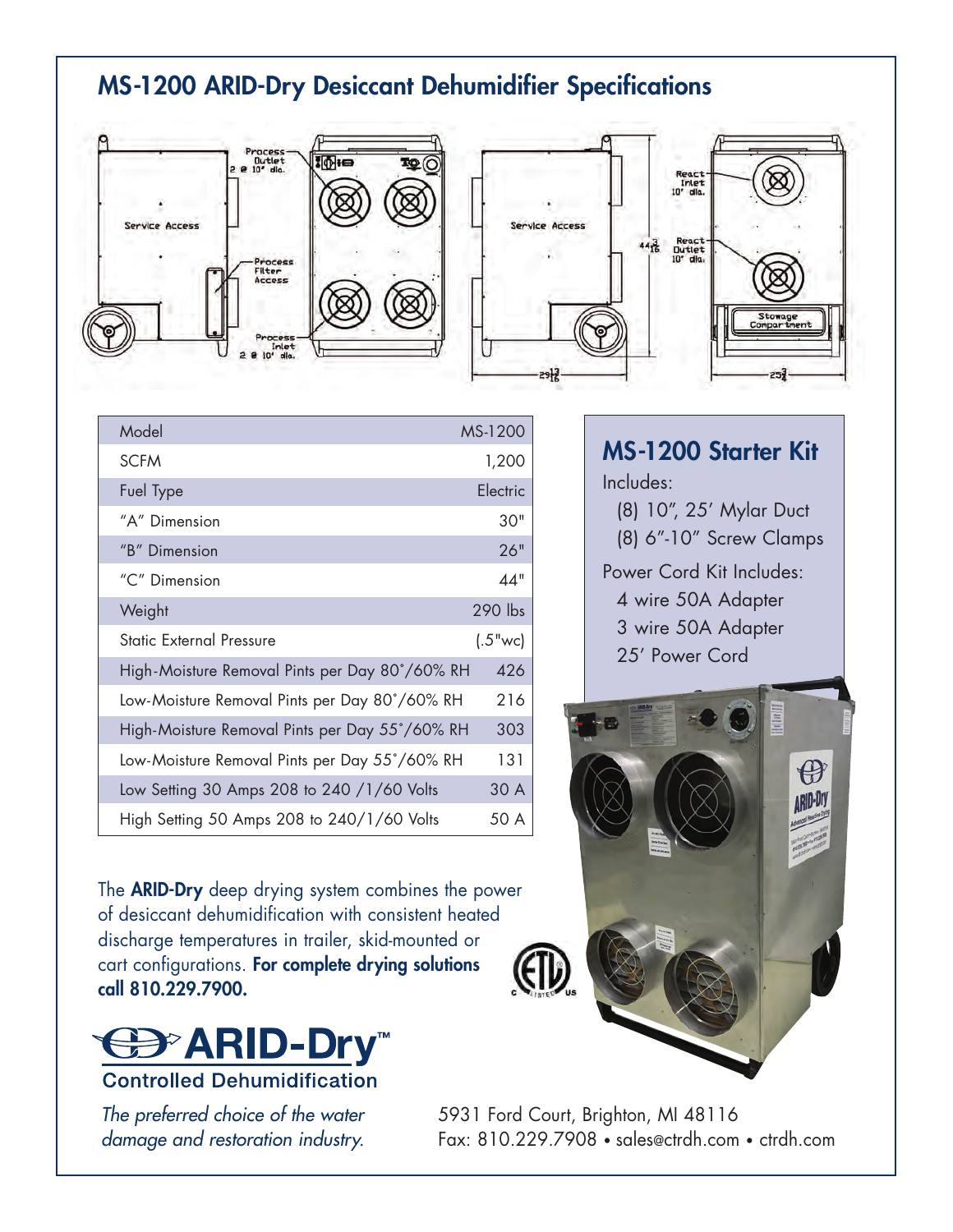## MS-1200 ARID-Dry Desiccant Dehumidifier Specifications

Process Outlet 2 @ 10" dia.

Service Access

Process Filter Access

Process Inlet 2 @ 10" dia.

Service Access

React Inlet 10" dia.

React Outlet 10" dia.

Storage Compartment

| Model | MS-1200 |
|---|---|
| SCFM | 1,200 |
| Fuel Type | Electric |
| "A" Dimension | 30" |
| "B" Dimension | 26" |
| "C" Dimension | 44" |
| Weight | 290 lbs |
| Static External Pressure | (.5"wc) |
| High-Moisture Removal Pints per Day 80˚/60% RH | 426 |
| Low-Moisture Removal Pints per Day 80˚/60% RH | 216 |
| High-Moisture Removal Pints per Day 55˚/60% RH | 303 |
| Low-Moisture Removal Pints per Day 55˚/60% RH | 131 |
| Low Setting 30 Amps 208 to 240 /1/60 Volts | 30 A |
| High Setting 50 Amps 208 to 240/1/60 Volts | 50 A |

### MS-1200 Starter Kit

Includes:

- (8) 10", 25' Mylar Duct
- (8) 6"-10" Screw Clamps

Power Cord Kit Includes:

- 4 wire 50A Adapter
- 3 wire 50A Adapter
- 25' Power Cord

The **ARID-Dry** deep drying system combines the power of desiccant dehumidification with consistent heated discharge temperatures in trailer, skid-mounted or cart configurations. **For complete drying solutions call 810.229.7900.**

**ARID-Dry™**
Controlled Dehumidification

*The preferred choice of the water damage and restoration industry.*

5931 Ford Court, Brighton, MI 48116
Fax: 810.229.7908 • sales@ctrdh.com • ctrdh.com